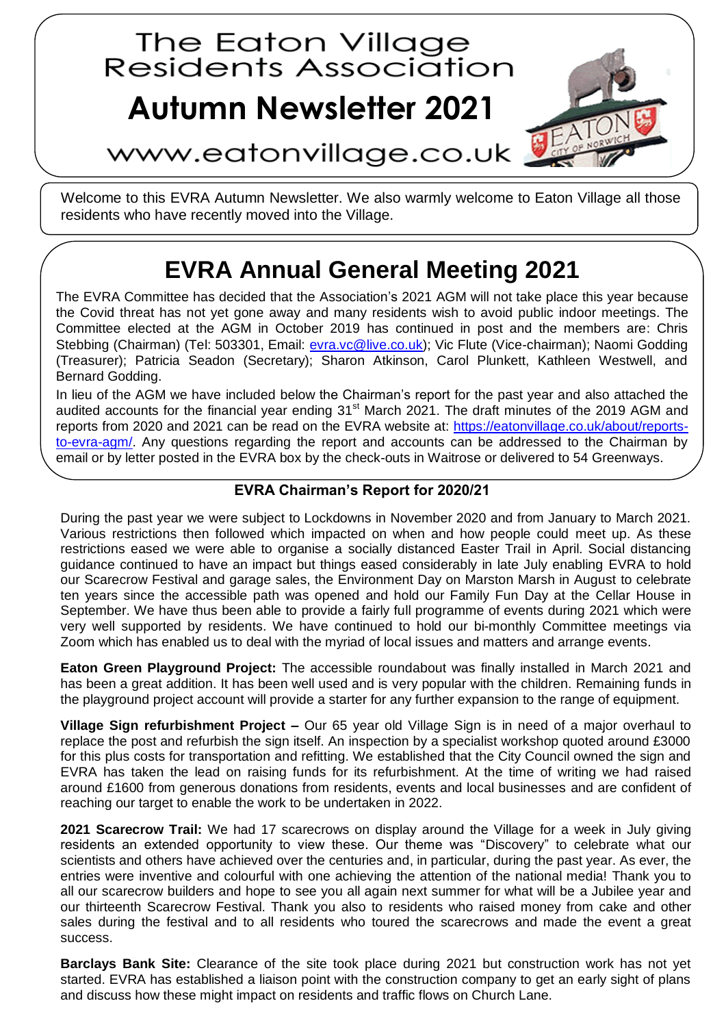# The Eaton Village Residents Association

# Autumn Newsletter 2021

www.eatonvillage.co.uk

Welcome to this EVRA Autumn Newsletter. We also warmly welcome to Eaton Village all those residents who have recently moved into the Village.

## EVRA Annual General Meeting 2021

The EVRA Committee has decided that the Association's 2021 AGM will not take place this year because the Covid threat has not yet gone away and many residents wish to avoid public indoor meetings. The Committee elected at the AGM in October 2019 has continued in post and the members are: Chris Stebbing (Chairman) (Tel: 503301, Email: evra.vc@live.co.uk); Vic Flute (Vice-chairman); Naomi Godding (Treasurer); Patricia Seadon (Secretary); Sharon Atkinson, Carol Plunkett, Kathleen Westwell, and Bernard Godding.

In lieu of the AGM we have included below the Chairman's report for the past year and also attached the audited accounts for the financial year ending 31st March 2021. The draft minutes of the 2019 AGM and reports from 2020 and 2021 can be read on the EVRA website at: https://eatonvillage.co.uk/about/reports-to-evra-agm/. Any questions regarding the report and accounts can be addressed to the Chairman by email or by letter posted in the EVRA box by the check-outs in Waitrose or delivered to 54 Greenways.

### EVRA Chairman's Report for 2020/21

During the past year we were subject to Lockdowns in November 2020 and from January to March 2021. Various restrictions then followed which impacted on when and how people could meet up. As these restrictions eased we were able to organise a socially distanced Easter Trail in April. Social distancing guidance continued to have an impact but things eased considerably in late July enabling EVRA to hold our Scarecrow Festival and garage sales, the Environment Day on Marston Marsh in August to celebrate ten years since the accessible path was opened and hold our Family Fun Day at the Cellar House in September. We have thus been able to provide a fairly full programme of events during 2021 which were very well supported by residents. We have continued to hold our bi-monthly Committee meetings via Zoom which has enabled us to deal with the myriad of local issues and matters and arrange events.

**Eaton Green Playground Project:** The accessible roundabout was finally installed in March 2021 and has been a great addition. It has been well used and is very popular with the children. Remaining funds in the playground project account will provide a starter for any further expansion to the range of equipment.

**Village Sign refurbishment Project –** Our 65 year old Village Sign is in need of a major overhaul to replace the post and refurbish the sign itself. An inspection by a specialist workshop quoted around £3000 for this plus costs for transportation and refitting. We established that the City Council owned the sign and EVRA has taken the lead on raising funds for its refurbishment. At the time of writing we had raised around £1600 from generous donations from residents, events and local businesses and are confident of reaching our target to enable the work to be undertaken in 2022.

**2021 Scarecrow Trail:** We had 17 scarecrows on display around the Village for a week in July giving residents an extended opportunity to view these. Our theme was "Discovery" to celebrate what our scientists and others have achieved over the centuries and, in particular, during the past year. As ever, the entries were inventive and colourful with one achieving the attention of the national media! Thank you to all our scarecrow builders and hope to see you all again next summer for what will be a Jubilee year and our thirteenth Scarecrow Festival. Thank you also to residents who raised money from cake and other sales during the festival and to all residents who toured the scarecrows and made the event a great success.

**Barclays Bank Site:** Clearance of the site took place during 2021 but construction work has not yet started. EVRA has established a liaison point with the construction company to get an early sight of plans and discuss how these might impact on residents and traffic flows on Church Lane.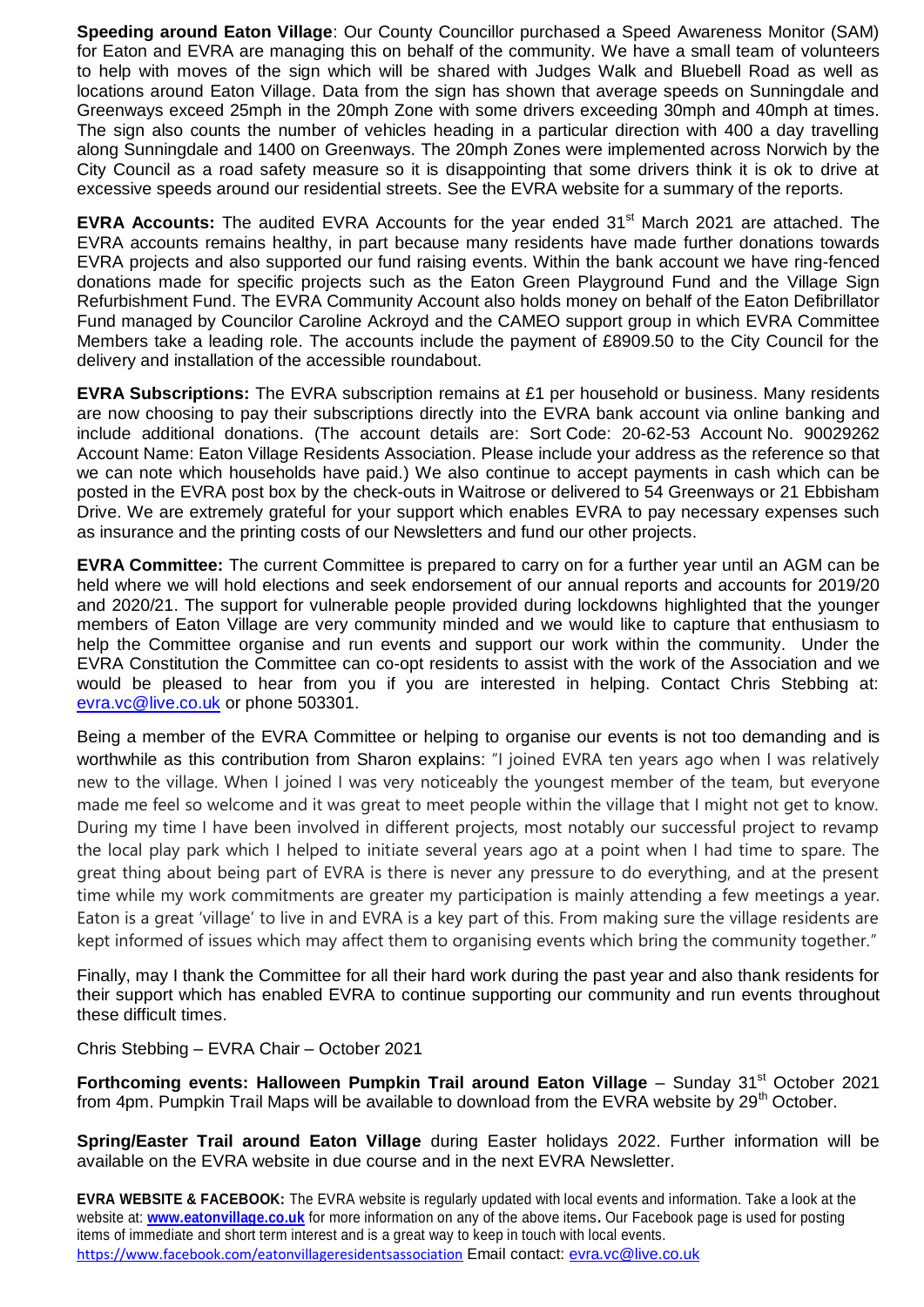**Speeding around Eaton Village**: Our County Councillor purchased a Speed Awareness Monitor (SAM) for Eaton and EVRA are managing this on behalf of the community. We have a small team of volunteers to help with moves of the sign which will be shared with Judges Walk and Bluebell Road as well as locations around Eaton Village. Data from the sign has shown that average speeds on Sunningdale and Greenways exceed 25mph in the 20mph Zone with some drivers exceeding 30mph and 40mph at times. The sign also counts the number of vehicles heading in a particular direction with 400 a day travelling along Sunningdale and 1400 on Greenways. The 20mph Zones were implemented across Norwich by the City Council as a road safety measure so it is disappointing that some drivers think it is ok to drive at excessive speeds around our residential streets. See the EVRA website for a summary of the reports.

**EVRA Accounts:** The audited EVRA Accounts for the year ended 31st March 2021 are attached. The EVRA accounts remains healthy, in part because many residents have made further donations towards EVRA projects and also supported our fund raising events. Within the bank account we have ring-fenced donations made for specific projects such as the Eaton Green Playground Fund and the Village Sign Refurbishment Fund. The EVRA Community Account also holds money on behalf of the Eaton Defibrillator Fund managed by Councilor Caroline Ackroyd and the CAMEO support group in which EVRA Committee Members take a leading role. The accounts include the payment of £8909.50 to the City Council for the delivery and installation of the accessible roundabout.

**EVRA Subscriptions:** The EVRA subscription remains at £1 per household or business. Many residents are now choosing to pay their subscriptions directly into the EVRA bank account via online banking and include additional donations. (The account details are: Sort Code: 20-62-53 Account No. 90029262 Account Name: Eaton Village Residents Association. Please include your address as the reference so that we can note which households have paid.) We also continue to accept payments in cash which can be posted in the EVRA post box by the check-outs in Waitrose or delivered to 54 Greenways or 21 Ebbisham Drive. We are extremely grateful for your support which enables EVRA to pay necessary expenses such as insurance and the printing costs of our Newsletters and fund our other projects.

**EVRA Committee:** The current Committee is prepared to carry on for a further year until an AGM can be held where we will hold elections and seek endorsement of our annual reports and accounts for 2019/20 and 2020/21. The support for vulnerable people provided during lockdowns highlighted that the younger members of Eaton Village are very community minded and we would like to capture that enthusiasm to help the Committee organise and run events and support our work within the community. Under the EVRA Constitution the Committee can co-opt residents to assist with the work of the Association and we would be pleased to hear from you if you are interested in helping. Contact Chris Stebbing at: evra.vc@live.co.uk or phone 503301.

Being a member of the EVRA Committee or helping to organise our events is not too demanding and is worthwhile as this contribution from Sharon explains: "I joined EVRA ten years ago when I was relatively new to the village. When I joined I was very noticeably the youngest member of the team, but everyone made me feel so welcome and it was great to meet people within the village that I might not get to know. During my time I have been involved in different projects, most notably our successful project to revamp the local play park which I helped to initiate several years ago at a point when I had time to spare. The great thing about being part of EVRA is there is never any pressure to do everything, and at the present time while my work commitments are greater my participation is mainly attending a few meetings a year. Eaton is a great 'village' to live in and EVRA is a key part of this. From making sure the village residents are kept informed of issues which may affect them to organising events which bring the community together."

Finally, may I thank the Committee for all their hard work during the past year and also thank residents for their support which has enabled EVRA to continue supporting our community and run events throughout these difficult times.

Chris Stebbing – EVRA Chair – October 2021

**Forthcoming events: Halloween Pumpkin Trail around Eaton Village** – Sunday 31st October 2021 from 4pm. Pumpkin Trail Maps will be available to download from the EVRA website by 29th October.

**Spring/Easter Trail around Eaton Village** during Easter holidays 2022. Further information will be available on the EVRA website in due course and in the next EVRA Newsletter.

**EVRA WEBSITE & FACEBOOK:** The EVRA website is regularly updated with local events and information. Take a look at the website at: **www.eatonvillage.co.uk** for more information on any of the above items**.** Our Facebook page is used for posting items of immediate and short term interest and is a great way to keep in touch with local events. https://www.facebook.com/eatonvillageresidentsassociation Email contact: evra.vc@live.co.uk